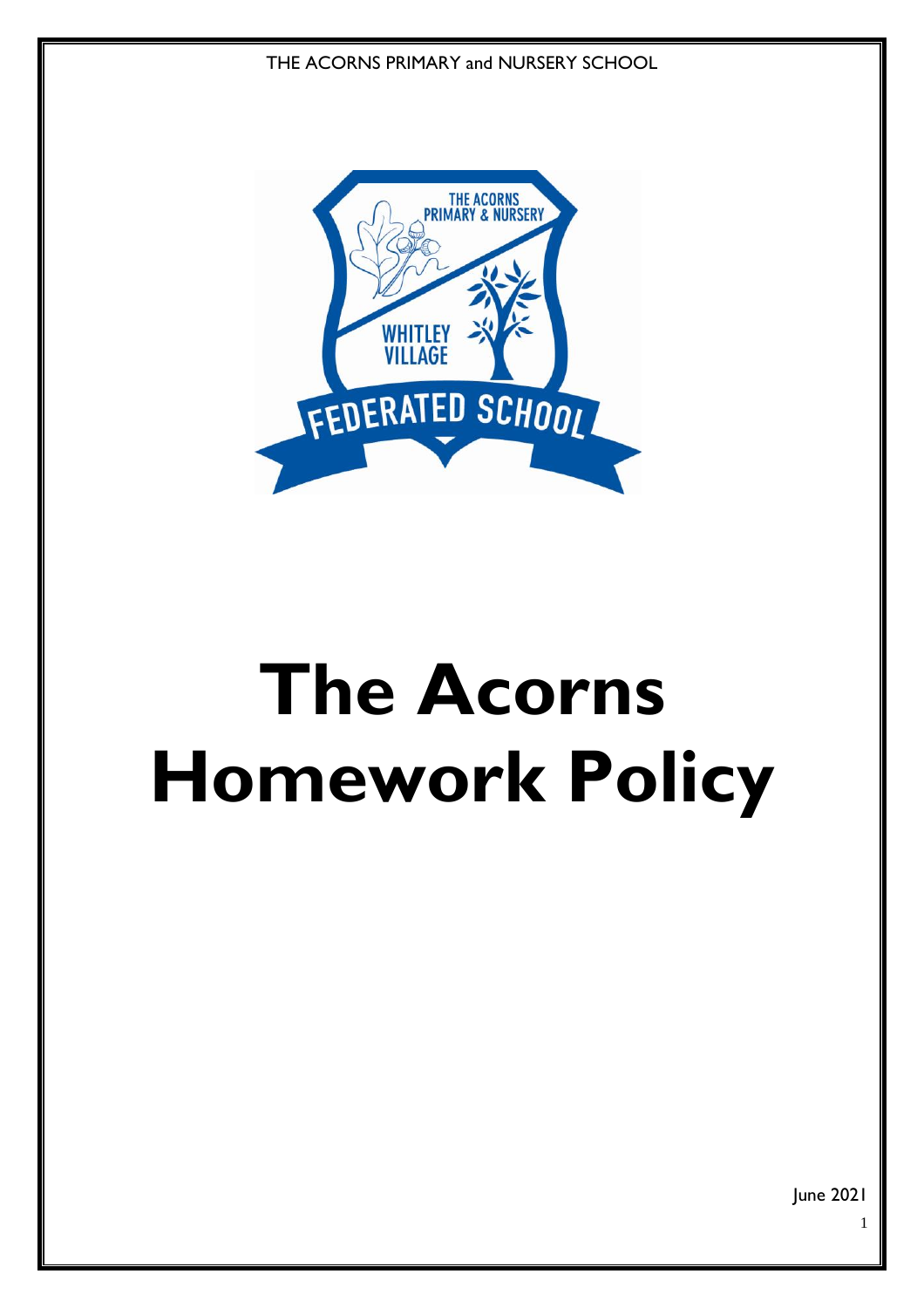# The Acorns Homework Policy

June 2021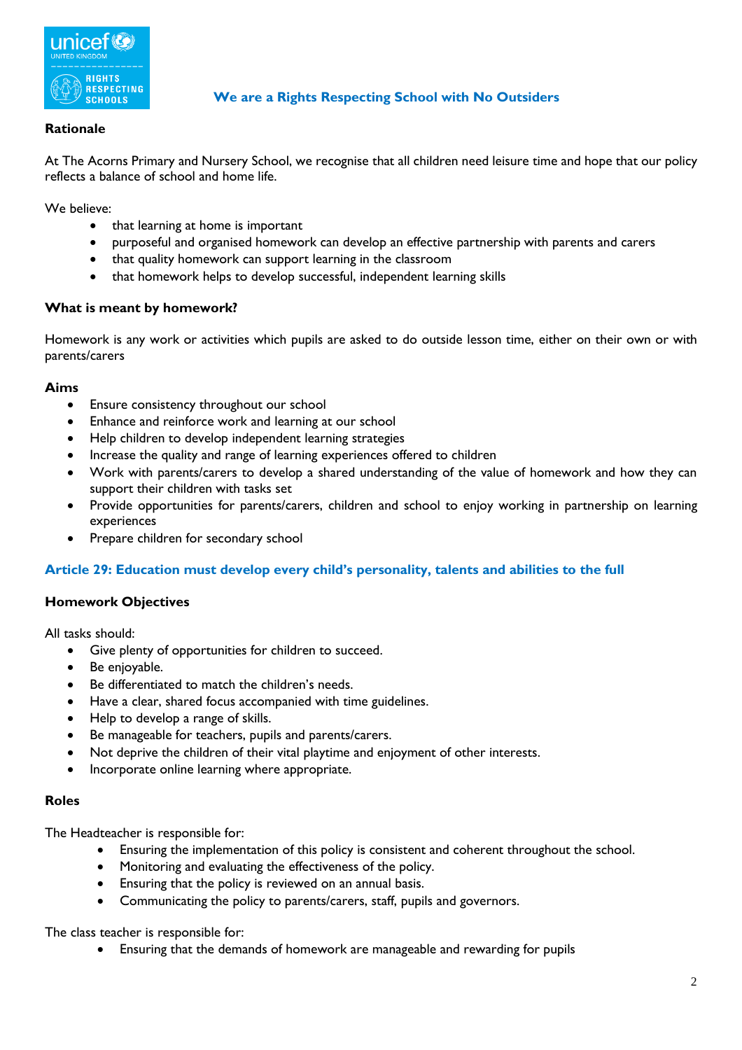**We are a Rights Respecting School with No Outsiders**

**Rationale**

At The Acorns Primary and Nursery School, we recognise that all children need leisure time and hope that our policy reflects a balance of school and home life.

We believe:

- that learning at home is important
- purposeful and organised homework can develop an effective partnership with parents and carers
- that quality homework can support learning in the classroom
- that homework helps to develop successful, independent learning skills

**What is meant by homework?**

Homework is any work or activities which pupils are asked to do outside lesson time, either on their own or with parents/carers

**Aims**

- Ensure consistency throughout our school
- Enhance and reinforce work and learning at our school
- Help children to develop independent learning strategies
- Increase the quality and range of learning experiences offered to children
- Work with parents/carers to develop a shared understanding of the value of homework and how they can support their children with tasks set
- Provide opportunities for parents/carers, children and school to enjoy working in partnership on learning experiences
- Prepare children for secondary school

**Article 29: Education must develop every child's personality, talents and abilities to the full**

**Homework Objectives**

All tasks should:

- Give plenty of opportunities for children to succeed.
- Be enjoyable.
- Be differentiated to match the children's needs.
- Have a clear, shared focus accompanied with time guidelines.
- Help to develop a range of skills.
- Be manageable for teachers, pupils and parents/carers.
- Not deprive the children of their vital playtime and enjoyment of other interests.
- Incorporate online learning where appropriate.

**Roles**

The Headteacher is responsible for:

- Ensuring the implementation of this policy is consistent and coherent throughout the school.
- Monitoring and evaluating the effectiveness of the policy.
- Ensuring that the policy is reviewed on an annual basis.
- Communicating the policy to parents/carers, staff, pupils and governors.

The class teacher is responsible for:

- Ensuring that the demands of homework are manageable and rewarding for pupils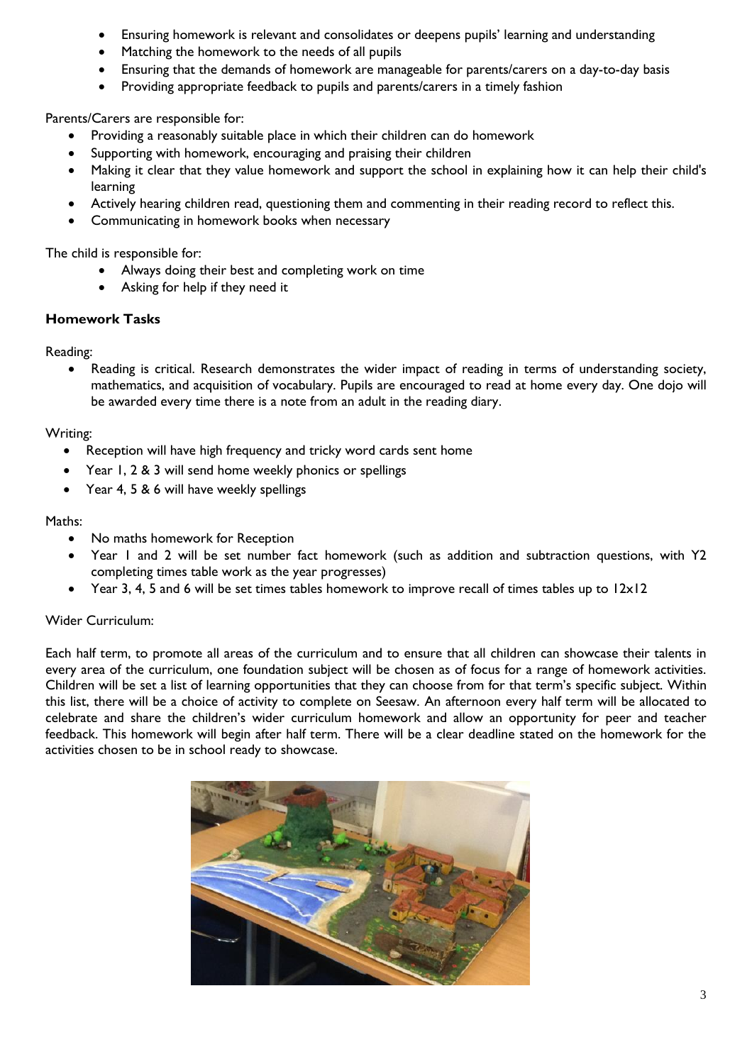- Ensuring homework is relevant and consolidates or deepens pupils' learning and understanding
- Matching the homework to the needs of all pupils
- Ensuring that the demands of homework are manageable for parents/carers on a day-to-day basis
- Providing appropriate feedback to pupils and parents/carers in a timely fashion

Parents/Carers are responsible for:

- Providing a reasonably suitable place in which their children can do homework
- Supporting with homework, encouraging and praising their children
- Making it clear that they value homework and support the school in explaining how it can help their child's learning
- Actively hearing children read, questioning them and commenting in their reading record to reflect this.
- Communicating in homework books when necessary

The child is responsible for:

- Always doing their best and completing work on time
- Asking for help if they need it

**Homework Tasks**

Reading:

- Reading is critical. Research demonstrates the wider impact of reading in terms of understanding society, mathematics, and acquisition of vocabulary. Pupils are encouraged to read at home every day. One dojo will be awarded every time there is a note from an adult in the reading diary.

Writing:

- Reception will have high frequency and tricky word cards sent home
- Year 1, 2 & 3 will send home weekly phonics or spellings
- Year 4, 5 & 6 will have weekly spellings

Maths:

- No maths homework for Reception
- Year 1 and 2 will be set number fact homework (such as addition and subtraction questions, with Y2 completing times table work as the year progresses)
- Year 3, 4, 5 and 6 will be set times tables homework to improve recall of times tables up to 12x12

Wider Curriculum:

Each half term, to promote all areas of the curriculum and to ensure that all children can showcase their talents in every area of the curriculum, one foundation subject will be chosen as of focus for a range of homework activities. Children will be set a list of learning opportunities that they can choose from for that term's specific subject. Within this list, there will be a choice of activity to complete on Seesaw. An afternoon every half term will be allocated to celebrate and share the children's wider curriculum homework and allow an opportunity for peer and teacher feedback. This homework will begin after half term. There will be a clear deadline stated on the homework for the activities chosen to be in school ready to showcase.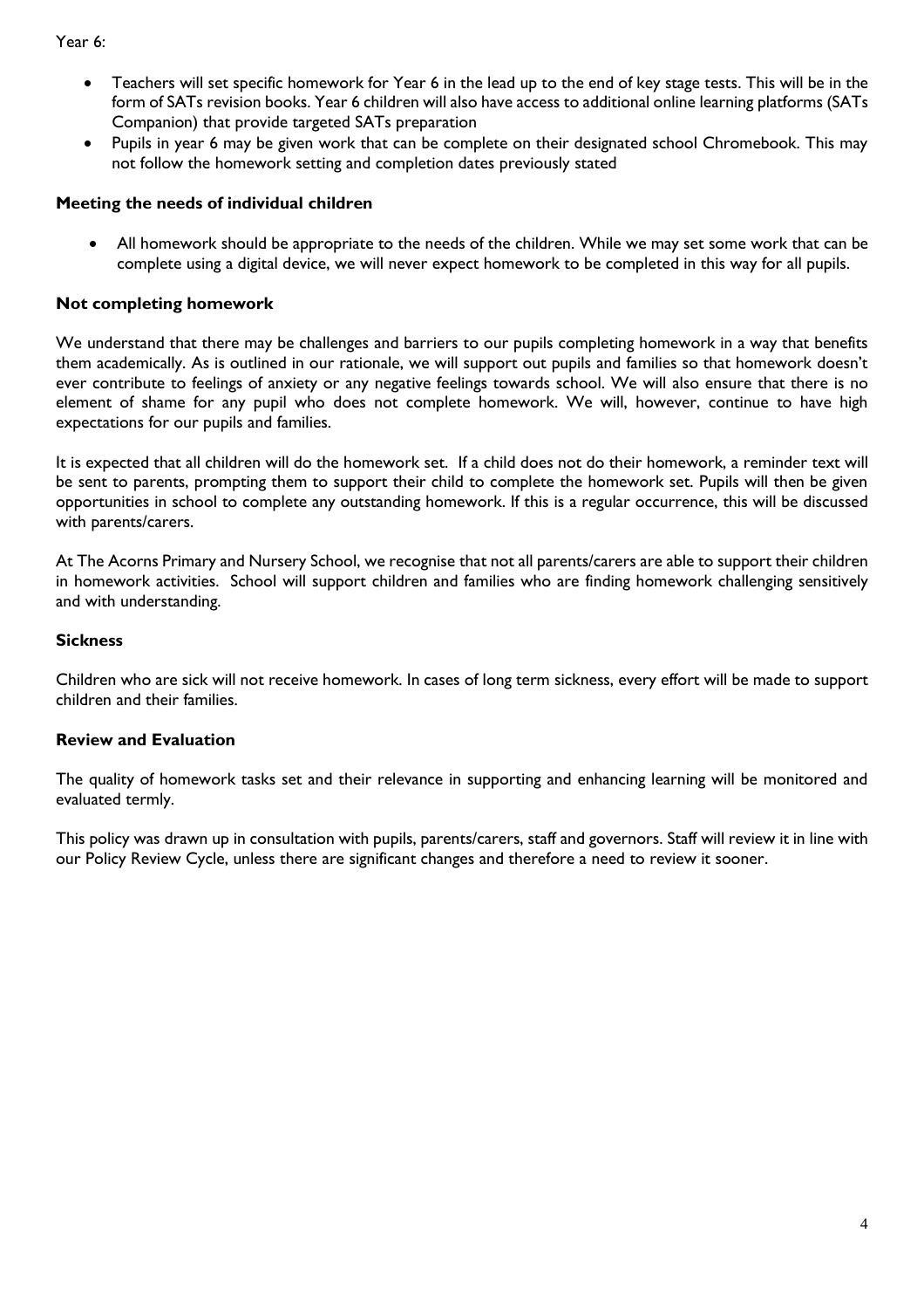Year 6:

- Teachers will set specific homework for Year 6 in the lead up to the end of key stage tests. This will be in the form of SATs revision books. Year 6 children will also have access to additional online learning platforms (SATs Companion) that provide targeted SATs preparation
- Pupils in year 6 may be given work that can be complete on their designated school Chromebook. This may not follow the homework setting and completion dates previously stated

**Meeting the needs of individual children**

- All homework should be appropriate to the needs of the children. While we may set some work that can be complete using a digital device, we will never expect homework to be completed in this way for all pupils.

**Not completing homework**

We understand that there may be challenges and barriers to our pupils completing homework in a way that benefits them academically. As is outlined in our rationale, we will support out pupils and families so that homework doesn't ever contribute to feelings of anxiety or any negative feelings towards school. We will also ensure that there is no element of shame for any pupil who does not complete homework. We will, however, continue to have high expectations for our pupils and families.

It is expected that all children will do the homework set. If a child does not do their homework, a reminder text will be sent to parents, prompting them to support their child to complete the homework set. Pupils will then be given opportunities in school to complete any outstanding homework. If this is a regular occurrence, this will be discussed with parents/carers.

At The Acorns Primary and Nursery School, we recognise that not all parents/carers are able to support their children in homework activities. School will support children and families who are finding homework challenging sensitively and with understanding.

**Sickness**

Children who are sick will not receive homework. In cases of long term sickness, every effort will be made to support children and their families.

**Review and Evaluation**

The quality of homework tasks set and their relevance in supporting and enhancing learning will be monitored and evaluated termly.

This policy was drawn up in consultation with pupils, parents/carers, staff and governors. Staff will review it in line with our Policy Review Cycle, unless there are significant changes and therefore a need to review it sooner.